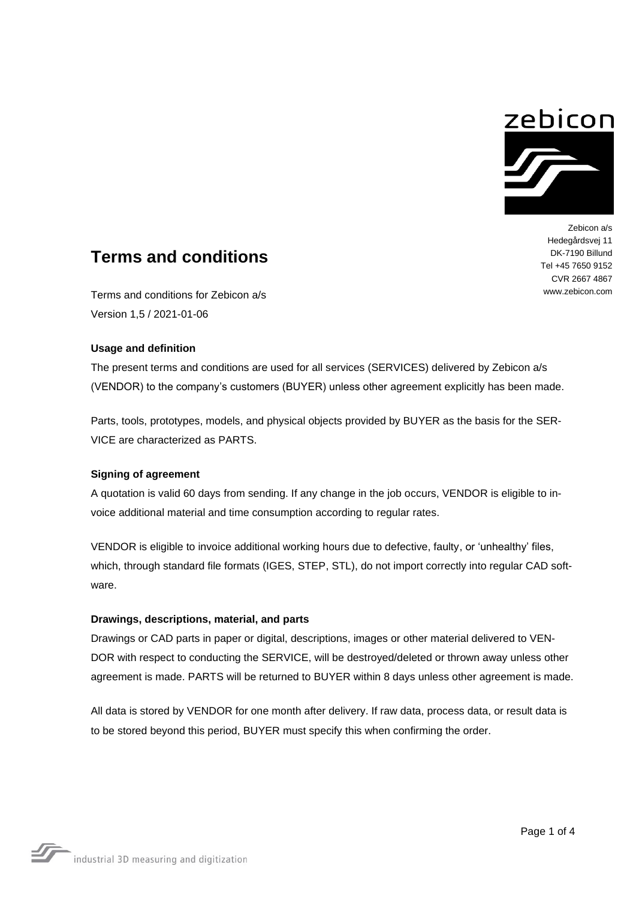zebicon

Zebicon a/s
Hedegårdsvej 11
DK-7190 Billund
Tel +45 7650 9152
CVR 2667 4867
www.zebicon.com

# Terms and conditions

Terms and conditions for Zebicon a/s
Version 1,5 / 2021-01-06

### Usage and definition

The present terms and conditions are used for all services (SERVICES) delivered by Zebicon a/s (VENDOR) to the company's customers (BUYER) unless other agreement explicitly has been made.

Parts, tools, prototypes, models, and physical objects provided by BUYER as the basis for the SERVICE are characterized as PARTS.

### Signing of agreement

A quotation is valid 60 days from sending. If any change in the job occurs, VENDOR is eligible to invoice additional material and time consumption according to regular rates.

VENDOR is eligible to invoice additional working hours due to defective, faulty, or 'unhealthy' files, which, through standard file formats (IGES, STEP, STL), do not import correctly into regular CAD software.

### Drawings, descriptions, material, and parts

Drawings or CAD parts in paper or digital, descriptions, images or other material delivered to VENDOR with respect to conducting the SERVICE, will be destroyed/deleted or thrown away unless other agreement is made. PARTS will be returned to BUYER within 8 days unless other agreement is made.

All data is stored by VENDOR for one month after delivery. If raw data, process data, or result data is to be stored beyond this period, BUYER must specify this when confirming the order.

industrial 3D measuring and digitization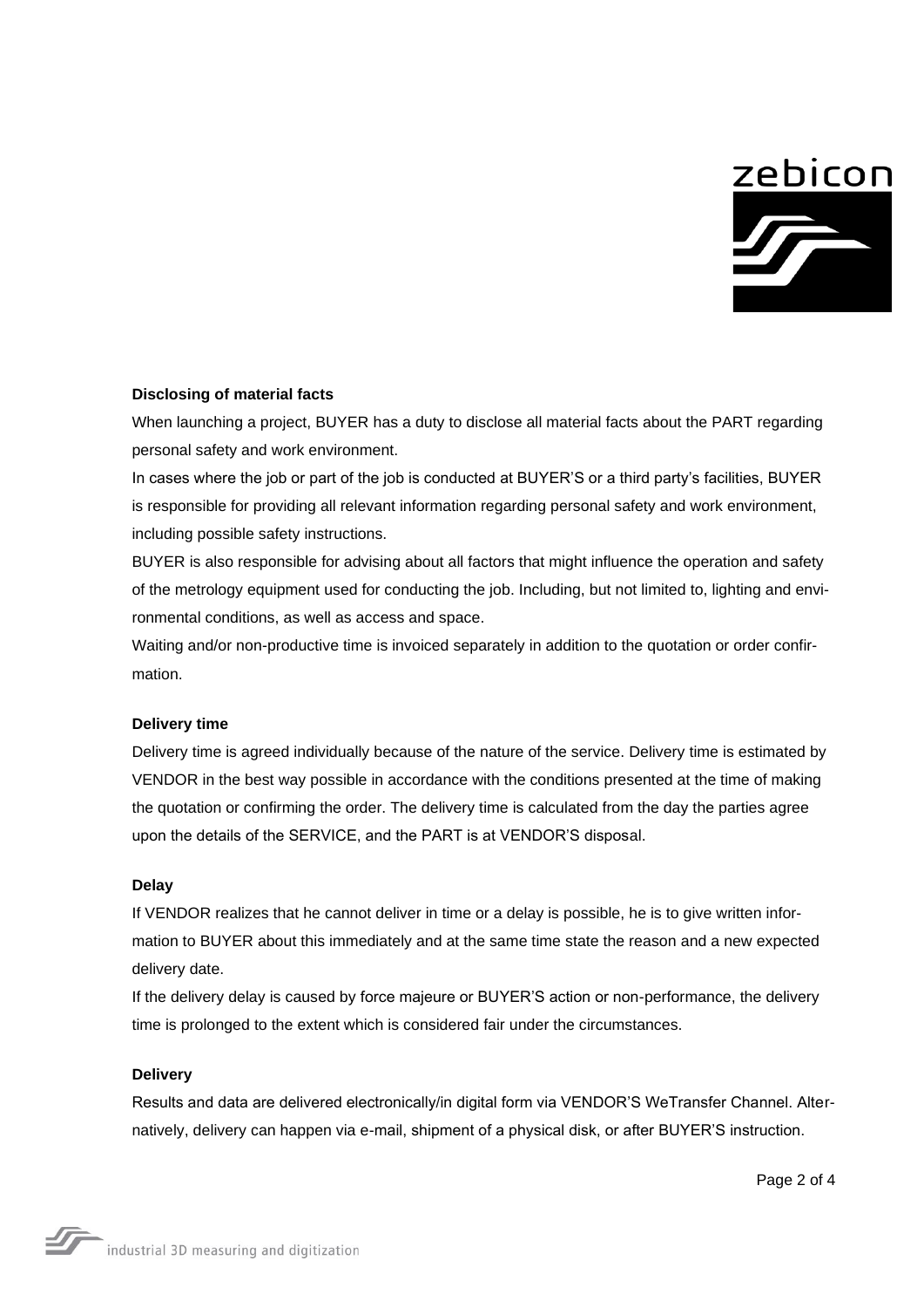**Disclosing of material facts**

When launching a project, BUYER has a duty to disclose all material facts about the PART regarding personal safety and work environment.

In cases where the job or part of the job is conducted at BUYER'S or a third party's facilities, BUYER is responsible for providing all relevant information regarding personal safety and work environment, including possible safety instructions.

BUYER is also responsible for advising about all factors that might influence the operation and safety of the metrology equipment used for conducting the job. Including, but not limited to, lighting and environmental conditions, as well as access and space.

Waiting and/or non-productive time is invoiced separately in addition to the quotation or order confirmation.

**Delivery time**

Delivery time is agreed individually because of the nature of the service. Delivery time is estimated by VENDOR in the best way possible in accordance with the conditions presented at the time of making the quotation or confirming the order. The delivery time is calculated from the day the parties agree upon the details of the SERVICE, and the PART is at VENDOR'S disposal.

**Delay**

If VENDOR realizes that he cannot deliver in time or a delay is possible, he is to give written information to BUYER about this immediately and at the same time state the reason and a new expected delivery date.

If the delivery delay is caused by force majeure or BUYER'S action or non-performance, the delivery time is prolonged to the extent which is considered fair under the circumstances.

**Delivery**

Results and data are delivered electronically/in digital form via VENDOR'S WeTransfer Channel. Alternatively, delivery can happen via e-mail, shipment of a physical disk, or after BUYER'S instruction.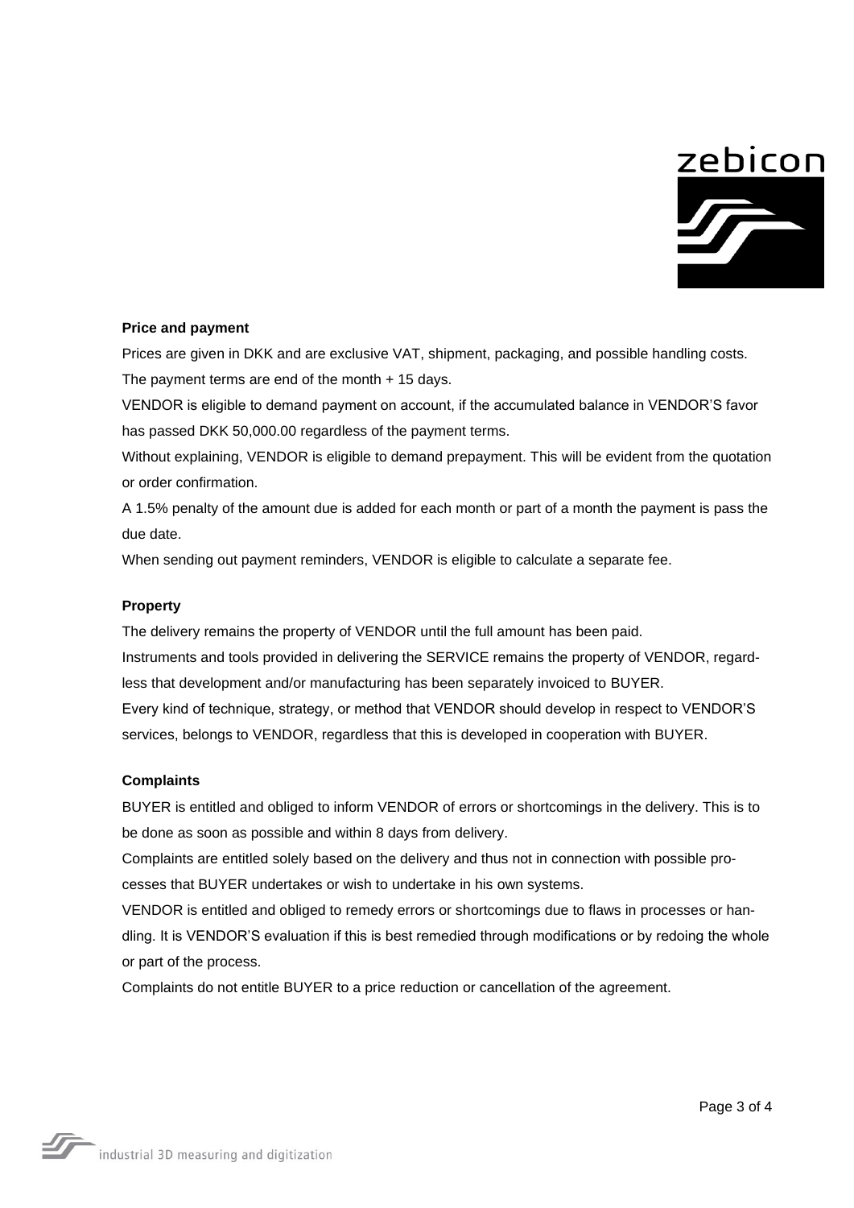### Price and payment

Prices are given in DKK and are exclusive VAT, shipment, packaging, and possible handling costs.

The payment terms are end of the month + 15 days.

VENDOR is eligible to demand payment on account, if the accumulated balance in VENDOR'S favor has passed DKK 50,000.00 regardless of the payment terms.

Without explaining, VENDOR is eligible to demand prepayment. This will be evident from the quotation or order confirmation.

A 1.5% penalty of the amount due is added for each month or part of a month the payment is pass the due date.

When sending out payment reminders, VENDOR is eligible to calculate a separate fee.

### Property

The delivery remains the property of VENDOR until the full amount has been paid.

Instruments and tools provided in delivering the SERVICE remains the property of VENDOR, regardless that development and/or manufacturing has been separately invoiced to BUYER.

Every kind of technique, strategy, or method that VENDOR should develop in respect to VENDOR'S services, belongs to VENDOR, regardless that this is developed in cooperation with BUYER.

### Complaints

BUYER is entitled and obliged to inform VENDOR of errors or shortcomings in the delivery. This is to be done as soon as possible and within 8 days from delivery.

Complaints are entitled solely based on the delivery and thus not in connection with possible processes that BUYER undertakes or wish to undertake in his own systems.

VENDOR is entitled and obliged to remedy errors or shortcomings due to flaws in processes or handling. It is VENDOR'S evaluation if this is best remedied through modifications or by redoing the whole or part of the process.

Complaints do not entitle BUYER to a price reduction or cancellation of the agreement.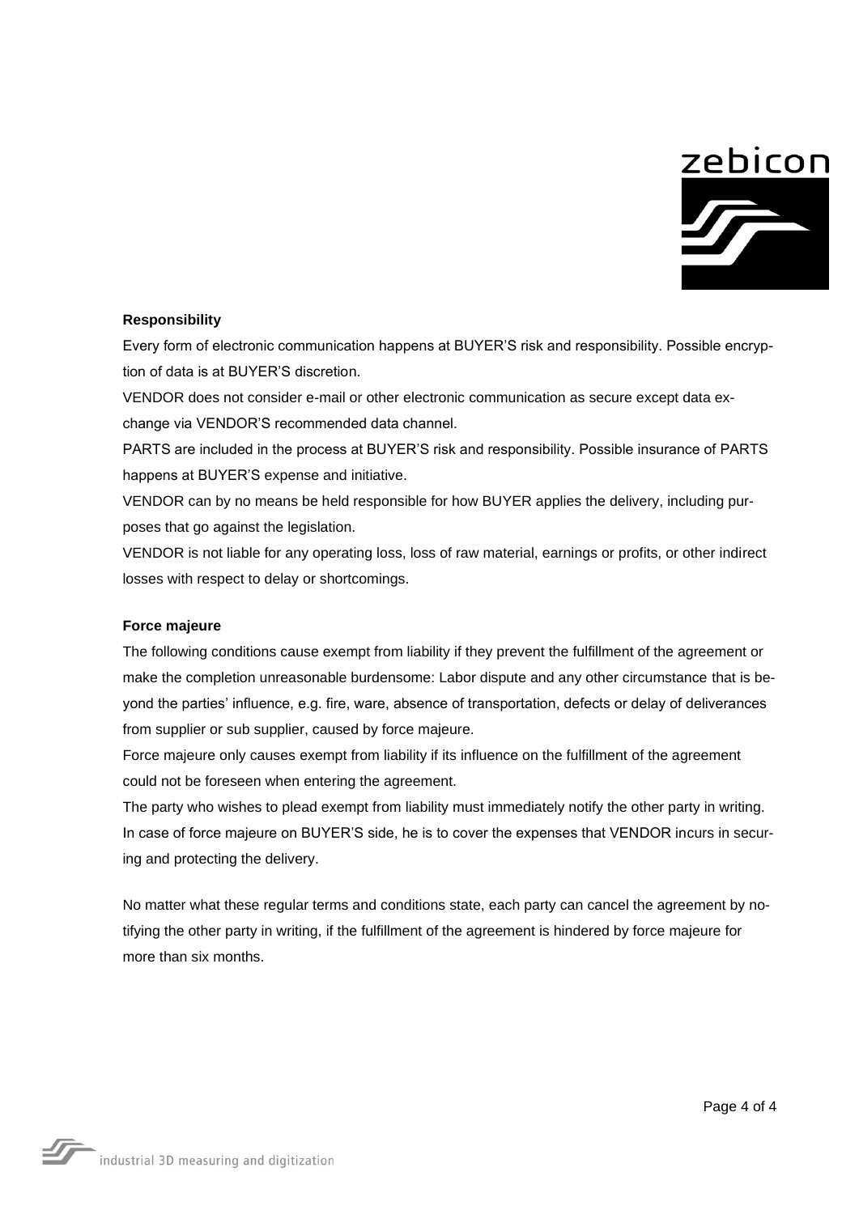### Responsibility

Every form of electronic communication happens at BUYER'S risk and responsibility. Possible encryption of data is at BUYER'S discretion.

VENDOR does not consider e-mail or other electronic communication as secure except data exchange via VENDOR'S recommended data channel.

PARTS are included in the process at BUYER'S risk and responsibility. Possible insurance of PARTS happens at BUYER'S expense and initiative.

VENDOR can by no means be held responsible for how BUYER applies the delivery, including purposes that go against the legislation.

VENDOR is not liable for any operating loss, loss of raw material, earnings or profits, or other indirect losses with respect to delay or shortcomings.

### Force majeure

The following conditions cause exempt from liability if they prevent the fulfillment of the agreement or make the completion unreasonable burdensome: Labor dispute and any other circumstance that is beyond the parties' influence, e.g. fire, ware, absence of transportation, defects or delay of deliverances from supplier or sub supplier, caused by force majeure.

Force majeure only causes exempt from liability if its influence on the fulfillment of the agreement could not be foreseen when entering the agreement.

The party who wishes to plead exempt from liability must immediately notify the other party in writing. In case of force majeure on BUYER'S side, he is to cover the expenses that VENDOR incurs in securing and protecting the delivery.

No matter what these regular terms and conditions state, each party can cancel the agreement by notifying the other party in writing, if the fulfillment of the agreement is hindered by force majeure for more than six months.